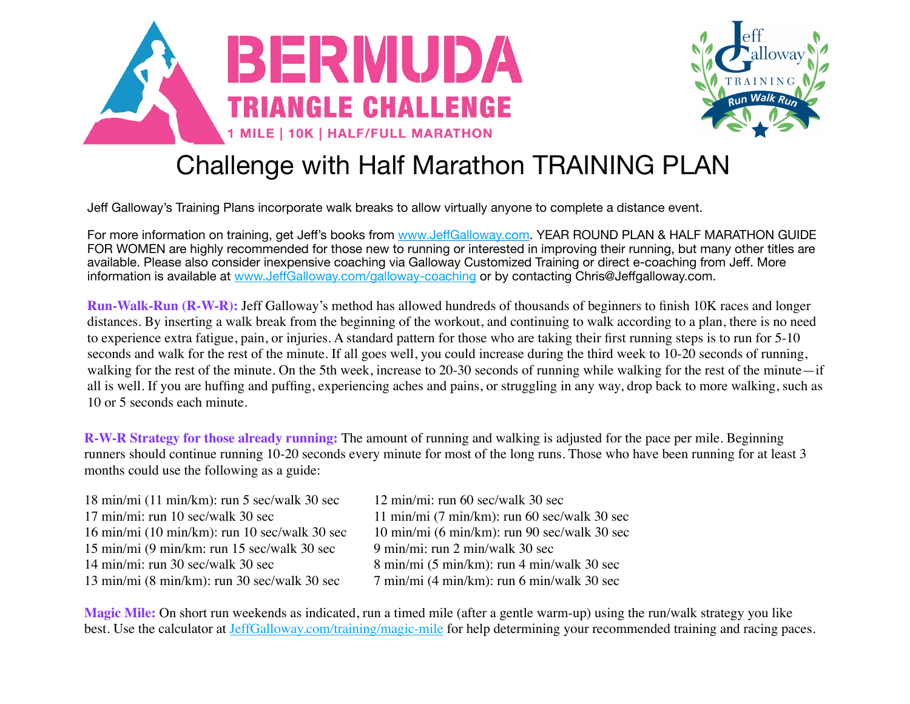# BERMUDA TRIANGLE CHALLENGE

1 MILE | 10K | HALF/FULL MARATHON

Jeff Galloway TRAINING Run Walk Run

## Challenge with Half Marathon TRAINING PLAN

Jeff Galloway's Training Plans incorporate walk breaks to allow virtually anyone to complete a distance event.

For more information on training, get Jeff's books from [www.JeffGalloway.com](http://www.JeffGalloway.com). YEAR ROUND PLAN & HALF MARATHON GUIDE FOR WOMEN are highly recommended for those new to running or interested in improving their running, but many other titles are available. Please also consider inexpensive coaching via Galloway Customized Training or direct e-coaching from Jeff. More information is available at [www.JeffGalloway.com/galloway-coaching](http://www.JeffGalloway.com/galloway-coaching) or by contacting Chris@Jeffgalloway.com.

**Run-Walk-Run (R-W-R):** Jeff Galloway's method has allowed hundreds of thousands of beginners to finish 10K races and longer distances. By inserting a walk break from the beginning of the workout, and continuing to walk according to a plan, there is no need to experience extra fatigue, pain, or injuries. A standard pattern for those who are taking their first running steps is to run for 5-10 seconds and walk for the rest of the minute. If all goes well, you could increase during the third week to 10-20 seconds of running, walking for the rest of the minute. On the 5th week, increase to 20-30 seconds of running while walking for the rest of the minute—if all is well. If you are huffing and puffing, experiencing aches and pains, or struggling in any way, drop back to more walking, such as 10 or 5 seconds each minute.

**R-W-R Strategy for those already running:** The amount of running and walking is adjusted for the pace per mile. Beginning runners should continue running 10-20 seconds every minute for most of the long runs. Those who have been running for at least 3 months could use the following as a guide:

18 min/mi (11 min/km): run 5 sec/walk 30 sec
17 min/mi: run 10 sec/walk 30 sec
16 min/mi (10 min/km): run 10 sec/walk 30 sec
15 min/mi (9 min/km: run 15 sec/walk 30 sec
14 min/mi: run 30 sec/walk 30 sec
13 min/mi (8 min/km): run 30 sec/walk 30 sec
12 min/mi: run 60 sec/walk 30 sec
11 min/mi (7 min/km): run 60 sec/walk 30 sec
10 min/mi (6 min/km): run 90 sec/walk 30 sec
9 min/mi: run 2 min/walk 30 sec
8 min/mi (5 min/km): run 4 min/walk 30 sec
7 min/mi (4 min/km): run 6 min/walk 30 sec

**Magic Mile:** On short run weekends as indicated, run a timed mile (after a gentle warm-up) using the run/walk strategy you like best. Use the calculator at [JeffGalloway.com/training/magic-mile](http://JeffGalloway.com/training/magic-mile) for help determining your recommended training and racing paces.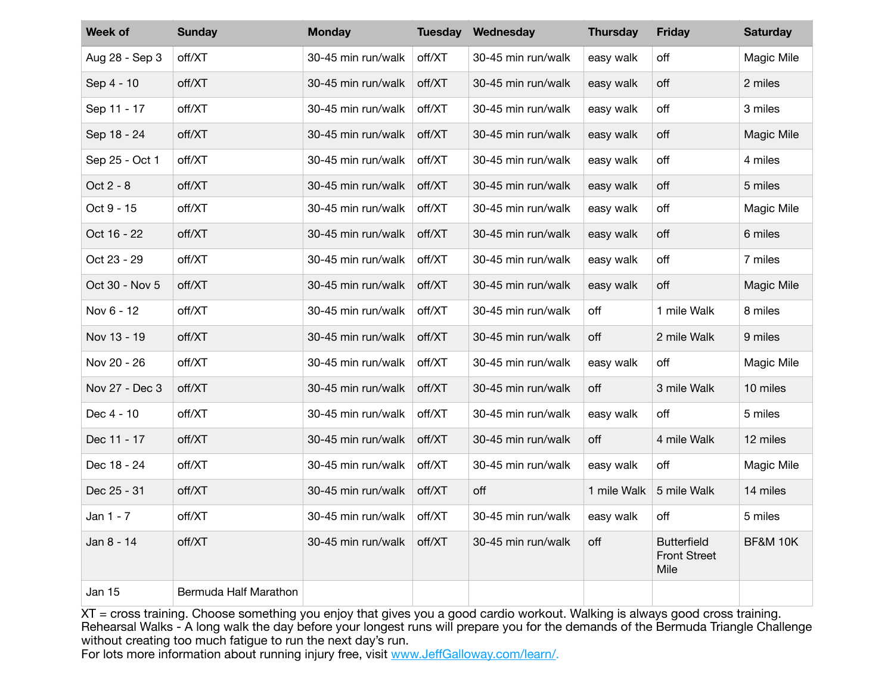| Week of | Sunday | Monday | Tuesday | Wednesday | Thursday | Friday | Saturday |
|---|---|---|---|---|---|---|---|
| Aug 28 - Sep 3 | off/XT | 30-45 min run/walk | off/XT | 30-45 min run/walk | easy walk | off | Magic Mile |
| Sep 4 - 10 | off/XT | 30-45 min run/walk | off/XT | 30-45 min run/walk | easy walk | off | 2 miles |
| Sep 11 - 17 | off/XT | 30-45 min run/walk | off/XT | 30-45 min run/walk | easy walk | off | 3 miles |
| Sep 18 - 24 | off/XT | 30-45 min run/walk | off/XT | 30-45 min run/walk | easy walk | off | Magic Mile |
| Sep 25 - Oct 1 | off/XT | 30-45 min run/walk | off/XT | 30-45 min run/walk | easy walk | off | 4 miles |
| Oct 2 - 8 | off/XT | 30-45 min run/walk | off/XT | 30-45 min run/walk | easy walk | off | 5 miles |
| Oct 9 - 15 | off/XT | 30-45 min run/walk | off/XT | 30-45 min run/walk | easy walk | off | Magic Mile |
| Oct 16 - 22 | off/XT | 30-45 min run/walk | off/XT | 30-45 min run/walk | easy walk | off | 6 miles |
| Oct 23 - 29 | off/XT | 30-45 min run/walk | off/XT | 30-45 min run/walk | easy walk | off | 7 miles |
| Oct 30 - Nov 5 | off/XT | 30-45 min run/walk | off/XT | 30-45 min run/walk | easy walk | off | Magic Mile |
| Nov 6 - 12 | off/XT | 30-45 min run/walk | off/XT | 30-45 min run/walk | off | 1 mile Walk | 8 miles |
| Nov 13 - 19 | off/XT | 30-45 min run/walk | off/XT | 30-45 min run/walk | off | 2 mile Walk | 9 miles |
| Nov 20 - 26 | off/XT | 30-45 min run/walk | off/XT | 30-45 min run/walk | easy walk | off | Magic Mile |
| Nov 27 - Dec 3 | off/XT | 30-45 min run/walk | off/XT | 30-45 min run/walk | off | 3 mile Walk | 10 miles |
| Dec 4 - 10 | off/XT | 30-45 min run/walk | off/XT | 30-45 min run/walk | easy walk | off | 5 miles |
| Dec 11 - 17 | off/XT | 30-45 min run/walk | off/XT | 30-45 min run/walk | off | 4 mile Walk | 12 miles |
| Dec 18 - 24 | off/XT | 30-45 min run/walk | off/XT | 30-45 min run/walk | easy walk | off | Magic Mile |
| Dec 25 - 31 | off/XT | 30-45 min run/walk | off/XT | off | 1 mile Walk | 5 mile Walk | 14 miles |
| Jan 1 - 7 | off/XT | 30-45 min run/walk | off/XT | 30-45 min run/walk | easy walk | off | 5 miles |
| Jan 8 - 14 | off/XT | 30-45 min run/walk | off/XT | 30-45 min run/walk | off | Butterfield Front Street Mile | BF&M 10K |
| Jan 15 | Bermuda Half Marathon | | | | | | |

XT = cross training. Choose something you enjoy that gives you a good cardio workout. Walking is always good cross training.
Rehearsal Walks - A long walk the day before your longest runs will prepare you for the demands of the Bermuda Triangle Challenge without creating too much fatigue to run the next day's run.
For lots more information about running injury free, visit www.JeffGalloway.com/learn/.